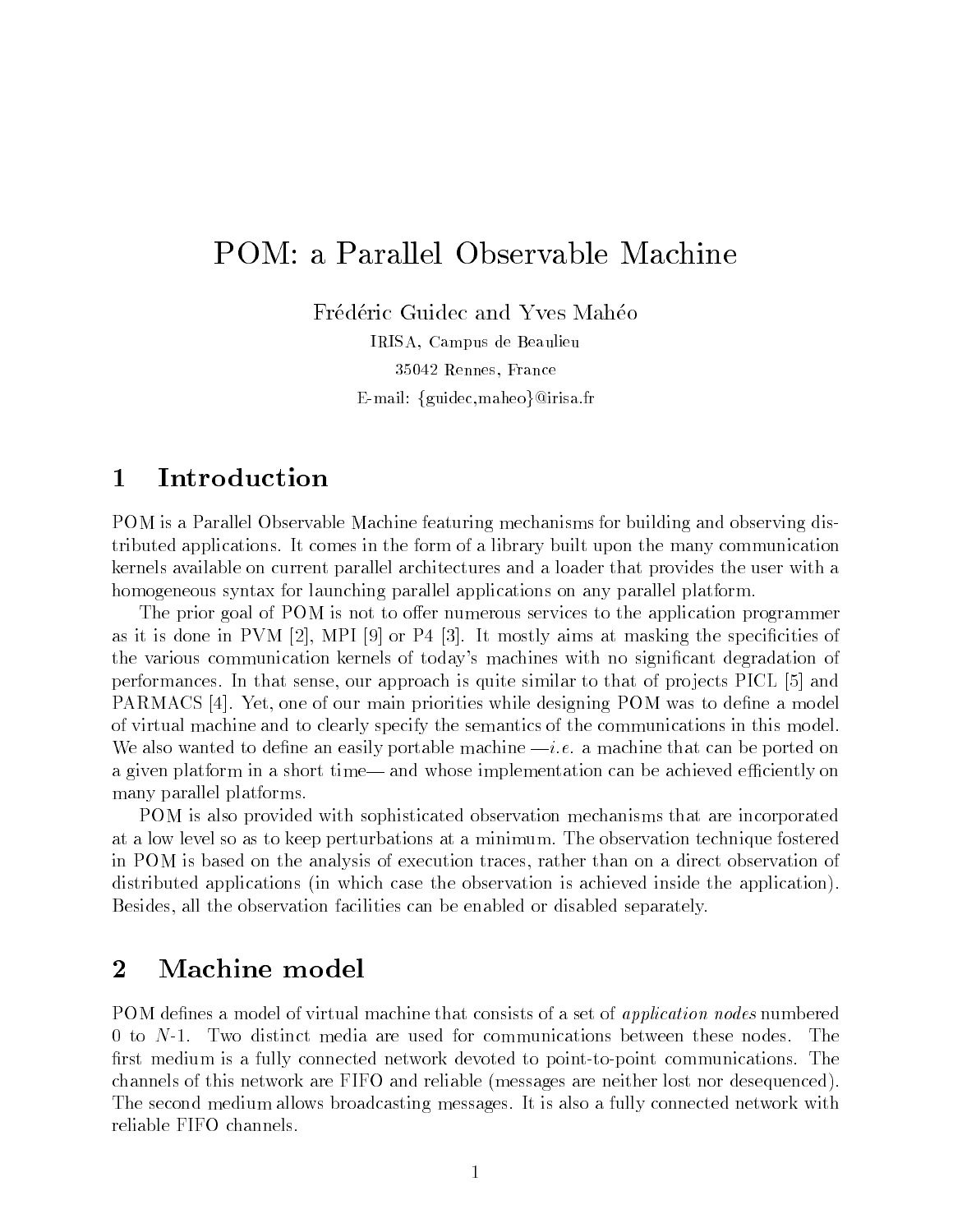# POM: a Parallel Observable Machine

Frédéric Guidec and Yves Mahéo

IRISA, Campus de Beaulieu

35042 Rennes, France

E-mail: {guidec,maheo}@irisa.fr

## 1 Introduction

POM is a Parallel Observable Machine featuring mechanisms for building and observing distributed applications. It comes in the form of a library built upon the many communication kernels available on current parallel architectures and a loader that provides the user with a homogeneous syntax for launching parallel applications on any parallel platform.

The prior goal of POM is not to offer numerous services to the application programmer as it is done in PVM [2], MPI [9] or P4 [3]. It mostly aims at masking the specificities of the various communication kernels of today's machines with no significant degradation of performances. In that sense, our approach is quite similar to that of projects PICL [5] and PARMACS [4]. Yet, one of our main priorities while designing POM was to define a model of virtual machine and to clearly specify the semantics of the communications in this model. We also wanted to define an easily portable machine —*i.e.* a machine that can be ported on a given platform in a short time— and whose implementation can be achieved efficiently on many parallel platforms.

POM is also provided with sophisticated observation mechanisms that are incorporated at a low level so as to keep perturbations at a minimum. The observation technique fostered in POM is based on the analysis of execution traces, rather than on a direct observation of distributed applications (in which case the observation is achieved inside the application). Besides, all the observation facilities can be enabled or disabled separately.

## 2 Machine model

POM defines a model of virtual machine that consists of a set of *application nodes* numbered 0 to $N$-1. Two distinct media are used for communications between these nodes. The first medium is a fully connected network devoted to point-to-point communications. The channels of this network are FIFO and reliable (messages are neither lost nor desequenced). The second medium allows broadcasting messages. It is also a fully connected network with reliable FIFO channels.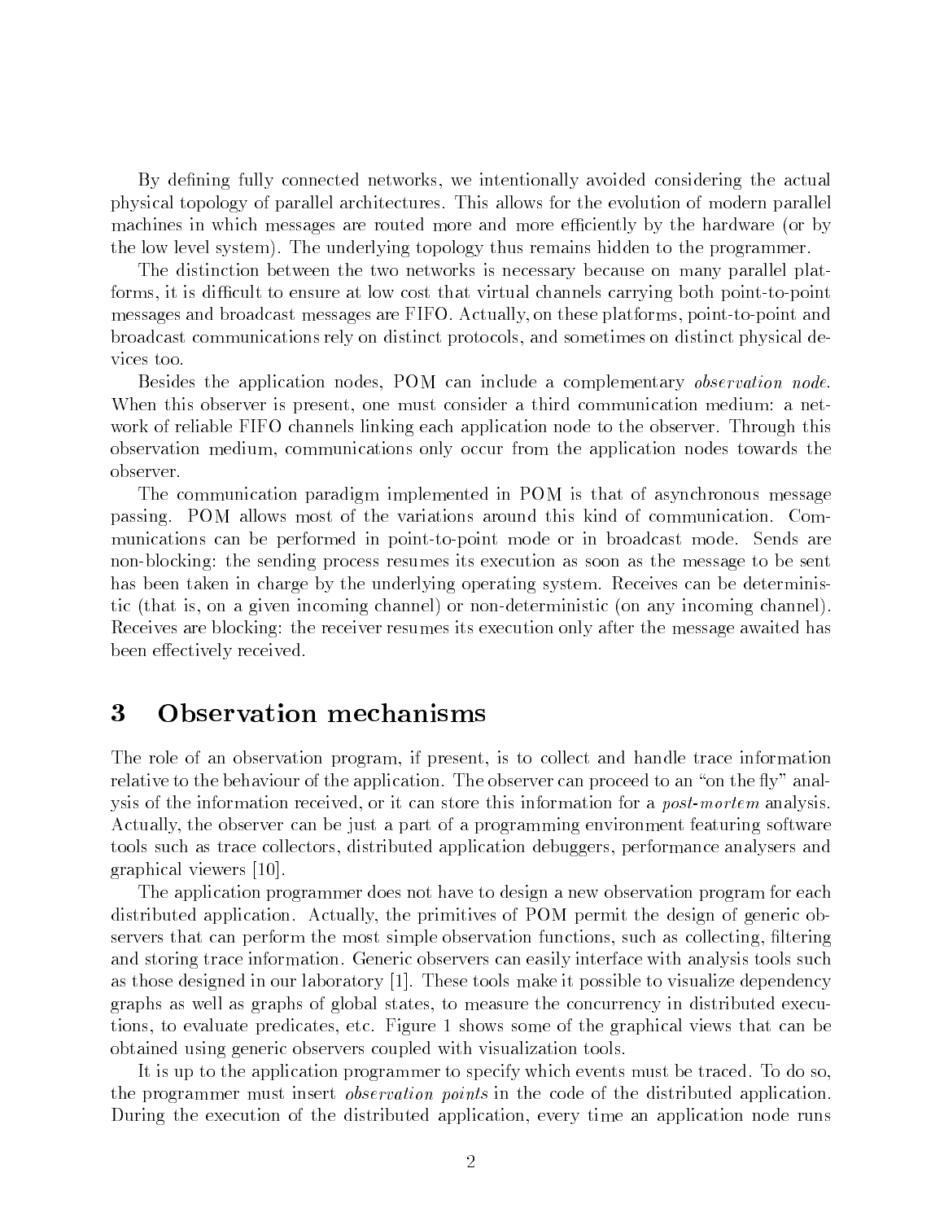By defining fully connected networks, we intentionally avoided considering the actual physical topology of parallel architectures. This allows for the evolution of modern parallel machines in which messages are routed more and more efficiently by the hardware (or by the low level system). The underlying topology thus remains hidden to the programmer.

The distinction between the two networks is necessary because on many parallel platforms, it is difficult to ensure at low cost that virtual channels carrying both point-to-point messages and broadcast messages are FIFO. Actually, on these platforms, point-to-point and broadcast communications rely on distinct protocols, and sometimes on distinct physical devices too.

Besides the application nodes, POM can include a complementary *observation node*. When this observer is present, one must consider a third communication medium: a network of reliable FIFO channels linking each application node to the observer. Through this observation medium, communications only occur from the application nodes towards the observer.

The communication paradigm implemented in POM is that of asynchronous message passing. POM allows most of the variations around this kind of communication. Communications can be performed in point-to-point mode or in broadcast mode. Sends are non-blocking: the sending process resumes its execution as soon as the message to be sent has been taken in charge by the underlying operating system. Receives can be deterministic (that is, on a given incoming channel) or non-deterministic (on any incoming channel). Receives are blocking: the receiver resumes its execution only after the message awaited has been effectively received.

# 3 Observation mechanisms

The role of an observation program, if present, is to collect and handle trace information relative to the behaviour of the application. The observer can proceed to an "on the fly" analysis of the information received, or it can store this information for a *post-mortem* analysis. Actually, the observer can be just a part of a programming environment featuring software tools such as trace collectors, distributed application debuggers, performance analysers and graphical viewers [10].

The application programmer does not have to design a new observation program for each distributed application. Actually, the primitives of POM permit the design of generic observers that can perform the most simple observation functions, such as collecting, filtering and storing trace information. Generic observers can easily interface with analysis tools such as those designed in our laboratory [1]. These tools make it possible to visualize dependency graphs as well as graphs of global states, to measure the concurrency in distributed executions, to evaluate predicates, etc. Figure 1 shows some of the graphical views that can be obtained using generic observers coupled with visualization tools.

It is up to the application programmer to specify which events must be traced. To do so, the programmer must insert *observation points* in the code of the distributed application. During the execution of the distributed application, every time an application node runs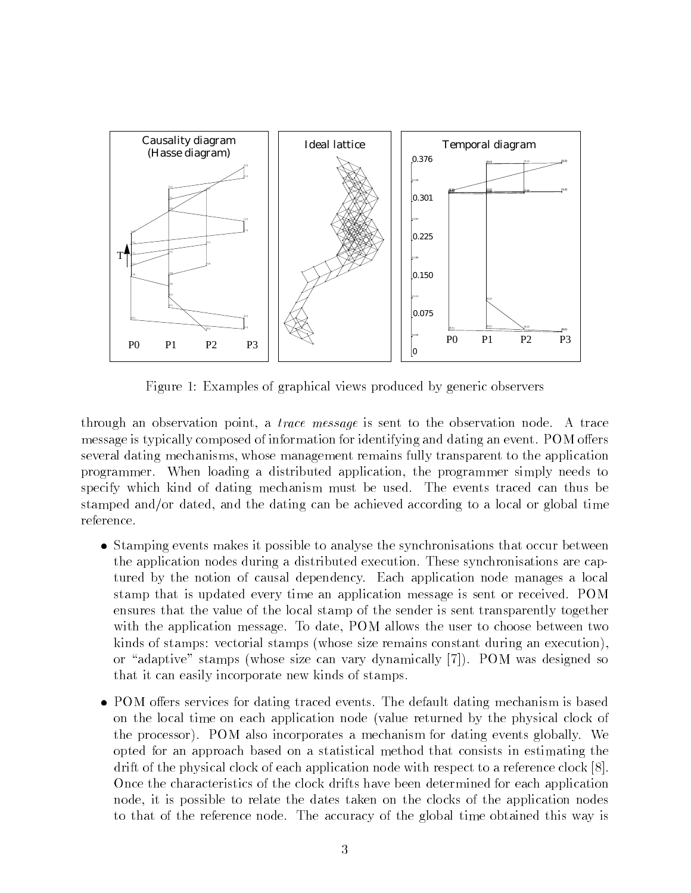Figure 1: Examples of graphical views produced by generic observers

through an observation point, a *trace message* is sent to the observation node. A trace message is typically composed of information for identifying and dating an event. POM offers several dating mechanisms, whose management remains fully transparent to the application programmer. When loading a distributed application, the programmer simply needs to specify which kind of dating mechanism must be used. The events traced can thus be stamped and/or dated, and the dating can be achieved according to a local or global time reference.

- Stamping events makes it possible to analyse the synchronisations that occur between the application nodes during a distributed execution. These synchronisations are captured by the notion of causal dependency. Each application node manages a local stamp that is updated every time an application message is sent or received. POM ensures that the value of the local stamp of the sender is sent transparently together with the application message. To date, POM allows the user to choose between two kinds of stamps: vectorial stamps (whose size remains constant during an execution), or "adaptive" stamps (whose size can vary dynamically [7]). POM was designed so that it can easily incorporate new kinds of stamps.

- POM offers services for dating traced events. The default dating mechanism is based on the local time on each application node (value returned by the physical clock of the processor). POM also incorporates a mechanism for dating events globally. We opted for an approach based on a statistical method that consists in estimating the drift of the physical clock of each application node with respect to a reference clock [8]. Once the characteristics of the clock drifts have been determined for each application node, it is possible to relate the dates taken on the clocks of the application nodes to that of the reference node. The accuracy of the global time obtained this way is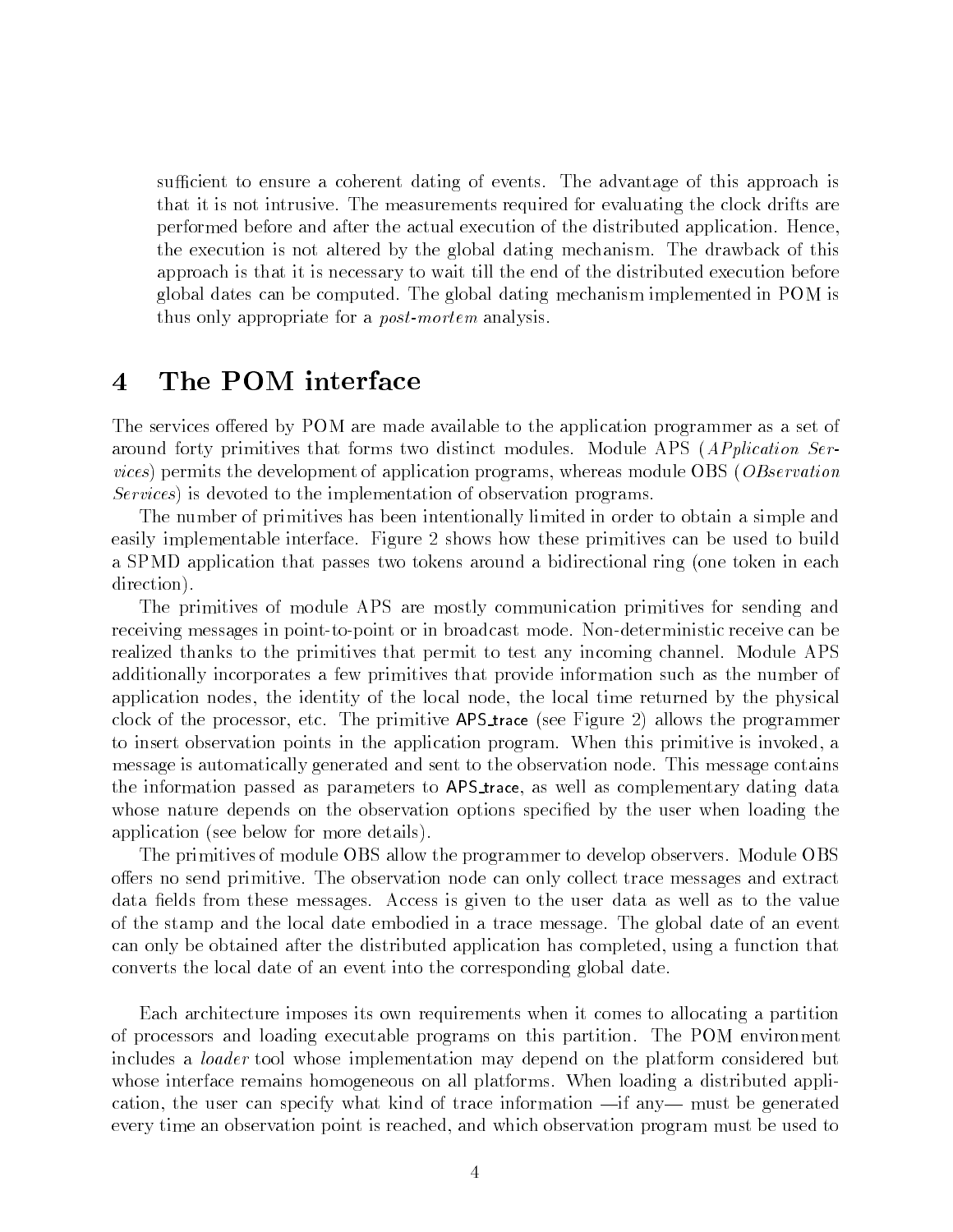sufficient to ensure a coherent dating of events. The advantage of this approach is that it is not intrusive. The measurements required for evaluating the clock drifts are performed before and after the actual execution of the distributed application. Hence, the execution is not altered by the global dating mechanism. The drawback of this approach is that it is necessary to wait till the end of the distributed execution before global dates can be computed. The global dating mechanism implemented in POM is thus only appropriate for a *post-mortem* analysis.

# 4 The POM interface

The services offered by POM are made available to the application programmer as a set of around forty primitives that forms two distinct modules. Module APS (*APplication Services*) permits the development of application programs, whereas module OBS (*OBservation Services*) is devoted to the implementation of observation programs.

The number of primitives has been intentionally limited in order to obtain a simple and easily implementable interface. Figure 2 shows how these primitives can be used to build a SPMD application that passes two tokens around a bidirectional ring (one token in each direction).

The primitives of module APS are mostly communication primitives for sending and receiving messages in point-to-point or in broadcast mode. Non-deterministic receive can be realized thanks to the primitives that permit to test any incoming channel. Module APS additionally incorporates a few primitives that provide information such as the number of application nodes, the identity of the local node, the local time returned by the physical clock of the processor, etc. The primitive APS_trace (see Figure 2) allows the programmer to insert observation points in the application program. When this primitive is invoked, a message is automatically generated and sent to the observation node. This message contains the information passed as parameters to APS_trace, as well as complementary dating data whose nature depends on the observation options specified by the user when loading the application (see below for more details).

The primitives of module OBS allow the programmer to develop observers. Module OBS offers no send primitive. The observation node can only collect trace messages and extract data fields from these messages. Access is given to the user data as well as to the value of the stamp and the local date embodied in a trace message. The global date of an event can only be obtained after the distributed application has completed, using a function that converts the local date of an event into the corresponding global date.

Each architecture imposes its own requirements when it comes to allocating a partition of processors and loading executable programs on this partition. The POM environment includes a *loader* tool whose implementation may depend on the platform considered but whose interface remains homogeneous on all platforms. When loading a distributed application, the user can specify what kind of trace information —if any— must be generated every time an observation point is reached, and which observation program must be used to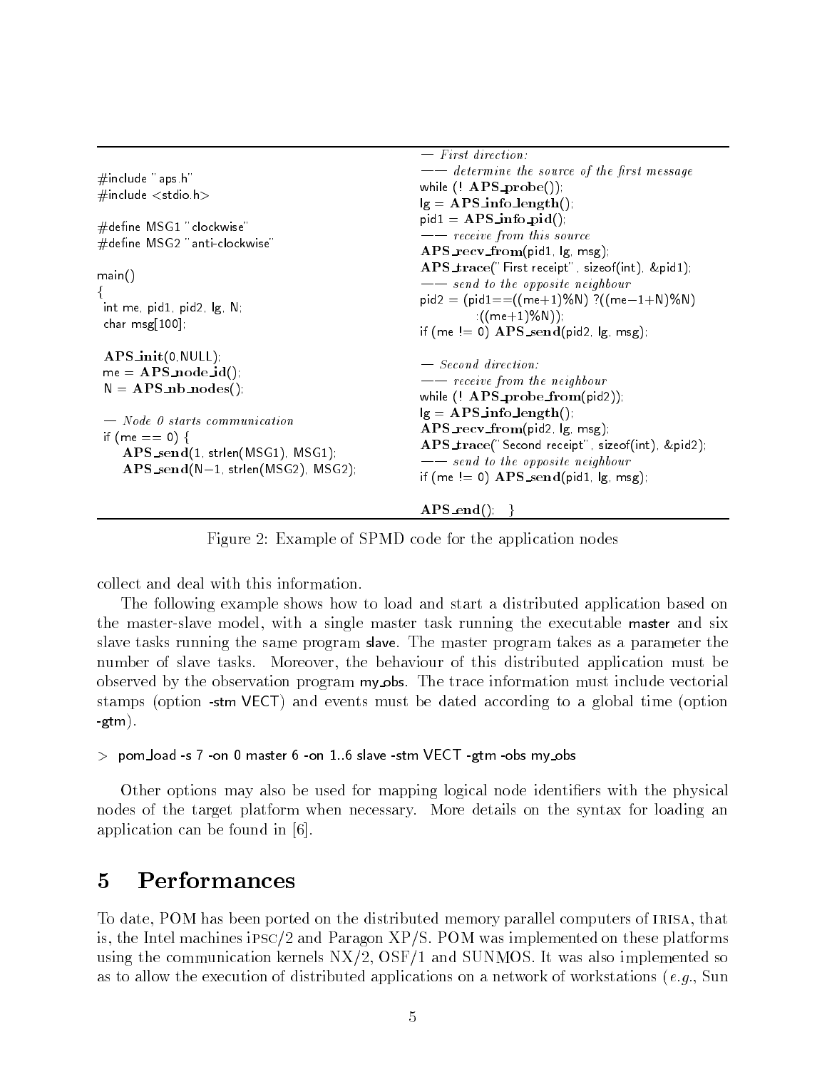```
#include "aps.h"
#include <stdio.h>

#define MSG1 "clockwise"
#define MSG2 "anti-clockwise"

main()
{
 int me, pid1, pid2, lg, N;
 char msg[100];

 APS_init(0,NULL);
 me = APS_node_id();
 N = APS_nb_nodes();

 -- Node 0 starts communication
 if (me == 0) {
    APS_send(1, strlen(MSG1), MSG1);
    APS_send(N-1, strlen(MSG2), MSG2);
 -- First direction:
 --- determine the source of the first message
 while (! APS_probe());
 lg = APS_info_length();
 pid1 = APS_info_pid();
 --- receive from this source
 APS_recv_from(pid1, lg, msg);
 APS_trace("First receipt", sizeof(int), &pid1);
 --- send to the opposite neighbour
 pid2 = (pid1==((me+1)%N) ?((me-1+N)%N)
           :((me+1)%N));
 if (me != 0) APS_send(pid2, lg, msg);

 -- Second direction:
 --- receive from the neighbour
 while (! APS_probe_from(pid2));
 lg = APS_info_length();
 APS_recv_from(pid2, lg, msg);
 APS_trace("Second receipt", sizeof(int), &pid2);
 --- send to the opposite neighbour
 if (me != 0) APS_send(pid1, lg, msg);

 APS_end(); }
```

Figure 2: Example of SPMD code for the application nodes

collect and deal with this information.

The following example shows how to load and start a distributed application based on the master-slave model, with a single master task running the executable master and six slave tasks running the same program slave. The master program takes as a parameter the number of slave tasks. Moreover, the behaviour of this distributed application must be observed by the observation program my_obs. The trace information must include vectorial stamps (option -stm VECT) and events must be dated according to a global time (option -gtm).

```
> pom_load -s 7 -on 0 master 6 -on 1..6 slave -stm VECT -gtm -obs my_obs
```

Other options may also be used for mapping logical node identifiers with the physical nodes of the target platform when necessary. More details on the syntax for loading an application can be found in [6].

# 5 Performances

To date, POM has been ported on the distributed memory parallel computers of IRISA, that is, the Intel machines iPSC/2 and Paragon XP/S. POM was implemented on these platforms using the communication kernels NX/2, OSF/1 and SUNMOS. It was also implemented so as to allow the execution of distributed applications on a network of workstations (*e.g.*, Sun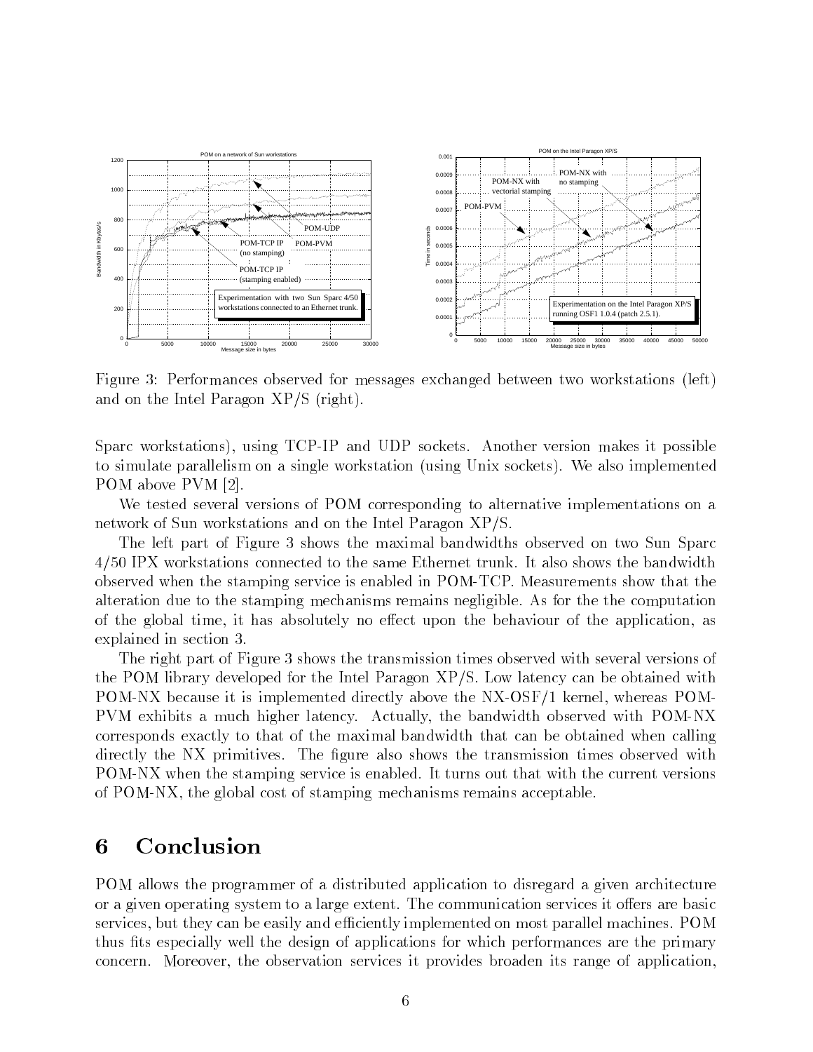Figure 3: Performances observed for messages exchanged between two workstations (left) and on the Intel Paragon XP/S (right).

Sparc workstations), using TCP-IP and UDP sockets. Another version makes it possible to simulate parallelism on a single workstation (using Unix sockets). We also implemented POM above PVM [2].

We tested several versions of POM corresponding to alternative implementations on a network of Sun workstations and on the Intel Paragon XP/S.

The left part of Figure 3 shows the maximal bandwidths observed on two Sun Sparc 4/50 IPX workstations connected to the same Ethernet trunk. It also shows the bandwidth observed when the stamping service is enabled in POM-TCP. Measurements show that the alteration due to the stamping mechanisms remains negligible. As for the the computation of the global time, it has absolutely no effect upon the behaviour of the application, as explained in section 3.

The right part of Figure 3 shows the transmission times observed with several versions of the POM library developed for the Intel Paragon XP/S. Low latency can be obtained with POM-NX because it is implemented directly above the NX-OSF/1 kernel, whereas POM-PVM exhibits a much higher latency. Actually, the bandwidth observed with POM-NX corresponds exactly to that of the maximal bandwidth that can be obtained when calling directly the NX primitives. The figure also shows the transmission times observed with POM-NX when the stamping service is enabled. It turns out that with the current versions of POM-NX, the global cost of stamping mechanisms remains acceptable.

# 6 Conclusion

POM allows the programmer of a distributed application to disregard a given architecture or a given operating system to a large extent. The communication services it offers are basic services, but they can be easily and efficiently implemented on most parallel machines. POM thus fits especially well the design of applications for which performances are the primary concern. Moreover, the observation services it provides broaden its range of application,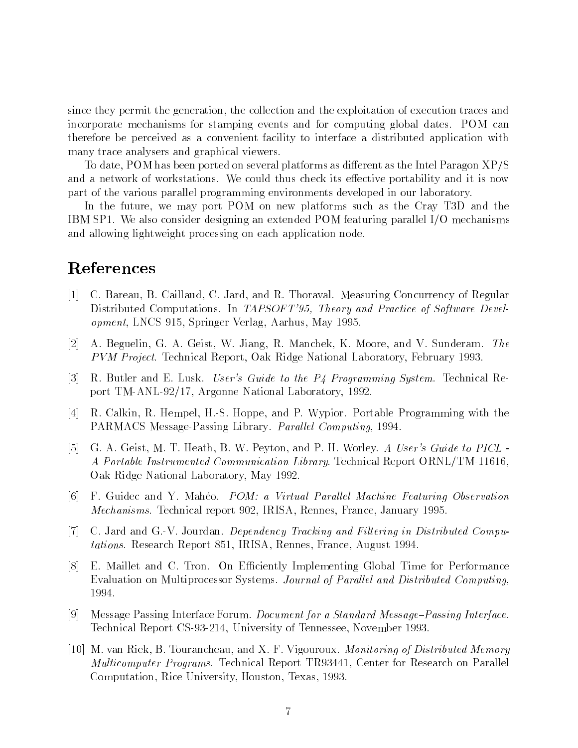since they permit the generation, the collection and the exploitation of execution traces and incorporate mechanisms for stamping events and for computing global dates. POM can therefore be perceived as a convenient facility to interface a distributed application with many trace analysers and graphical viewers.

To date, POM has been ported on several platforms as different as the Intel Paragon XP/S and a network of workstations. We could thus check its effective portability and it is now part of the various parallel programming environments developed in our laboratory.

In the future, we may port POM on new platforms such as the Cray T3D and the IBM SP1. We also consider designing an extended POM featuring parallel I/O mechanisms and allowing lightweight processing on each application node.

# References

[1] C. Bareau, B. Caillaud, C. Jard, and R. Thoraval. Measuring Concurrency of Regular Distributed Computations. In *TAPSOFT'95, Theory and Practice of Software Development*, LNCS 915, Springer Verlag, Aarhus, May 1995.

[2] A. Beguelin, G. A. Geist, W. Jiang, R. Manchek, K. Moore, and V. Sunderam. *The PVM Project*. Technical Report, Oak Ridge National Laboratory, February 1993.

[3] R. Butler and E. Lusk. *User's Guide to the P4 Programming System*. Technical Report TM-ANL-92/17, Argonne National Laboratory, 1992.

[4] R. Calkin, R. Hempel, H.-S. Hoppe, and P. Wypior. Portable Programming with the PARMACS Message-Passing Library. *Parallel Computing*, 1994.

[5] G. A. Geist, M. T. Heath, B. W. Peyton, and P. H. Worley. *A User's Guide to PICL - A Portable Instrumented Communication Library*. Technical Report ORNL/TM-11616, Oak Ridge National Laboratory, May 1992.

[6] F. Guidec and Y. Mahéo. *POM: a Virtual Parallel Machine Featuring Observation Mechanisms*. Technical report 902, IRISA, Rennes, France, January 1995.

[7] C. Jard and G.-V. Jourdan. *Dependency Tracking and Filtering in Distributed Computations*. Research Report 851, IRISA, Rennes, France, August 1994.

[8] E. Maillet and C. Tron. On Efficiently Implementing Global Time for Performance Evaluation on Multiprocessor Systems. *Journal of Parallel and Distributed Computing*, 1994.

[9] Message Passing Interface Forum. *Document for a Standard Message–Passing Interface*. Technical Report CS-93-214, University of Tennessee, November 1993.

[10] M. van Riek, B. Tourancheau, and X.-F. Vigouroux. *Monitoring of Distributed Memory Multicomputer Programs*. Technical Report TR93441, Center for Research on Parallel Computation, Rice University, Houston, Texas, 1993.